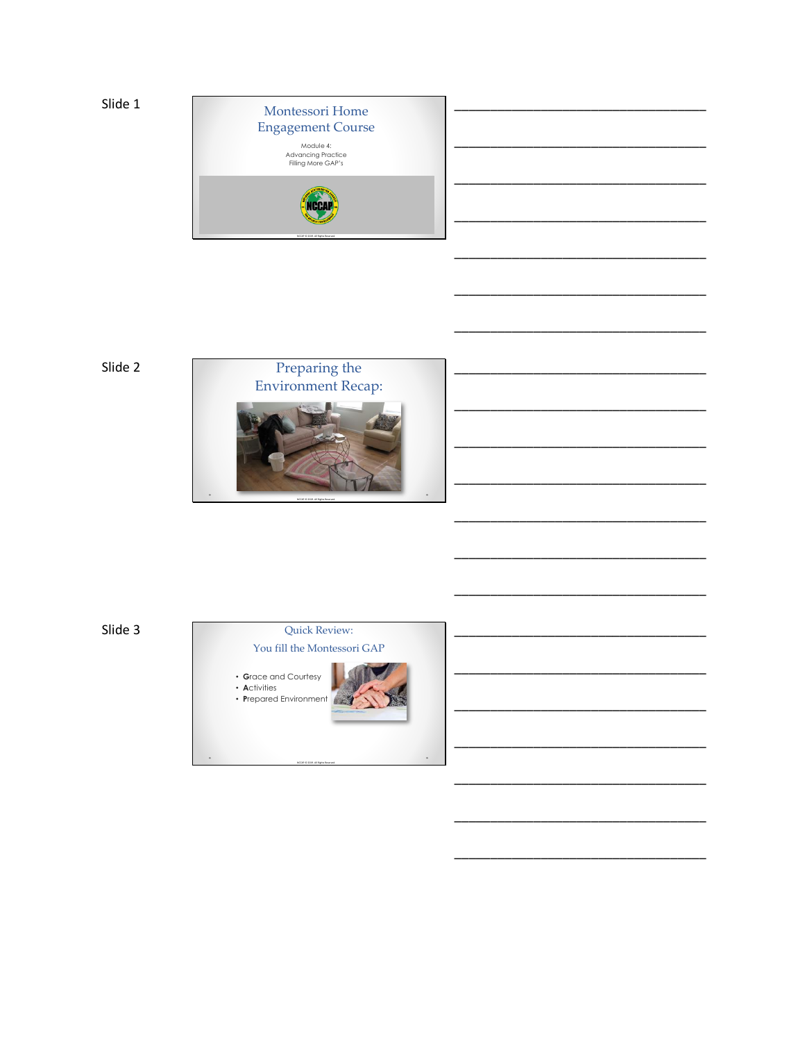Slide 1

## Montessori Home Engagement Course

Module 4:
Advancing Practice
Filling More GAP's

NCCAP

Slide 2

## Preparing the Environment Recap:

Slide 3

## Quick Review:

You fill the Montessori GAP

- **G**race and Courtesy
- **A**ctivities
- **P**repared Environment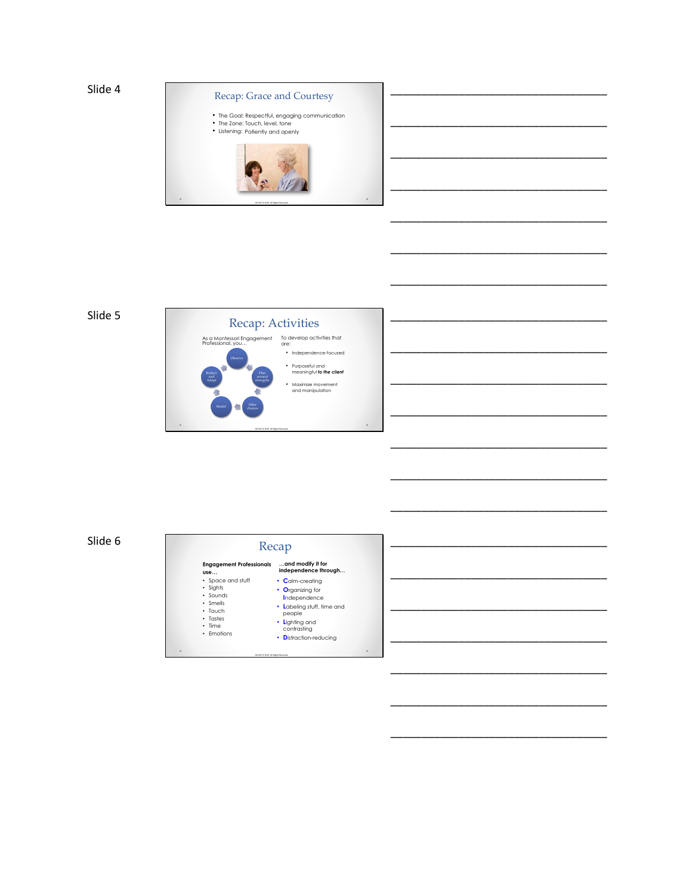Slide 4

## Recap: Grace and Courtesy

- The Goal: Respectful, engaging communication
- The Zone: Touch, level, tone
- Listening: Patiently and openly

Slide 5

## Recap: Activities

As a Montessori Engagement Professional, you…

Observe → Plan around strengths → Offer choices → Model → Reflect and Adapt

To develop activities that are:

- Independence-focused
- Purposeful and meaningful ***to the client***
- Maximize movement and manipulation

Slide 6

## Recap

**Engagement Professionals use…**

- Space and stuff
- Sights
- Sounds
- Smells
- Touch
- Tastes
- Time
- Emotions

**…and modify it for independence through…**

- **C**alm-creating
- **O**rganizing for **I**ndependence
- **L**abeling stuff, time and people
- **L**ighting and contrasting
- **D**istraction-reducing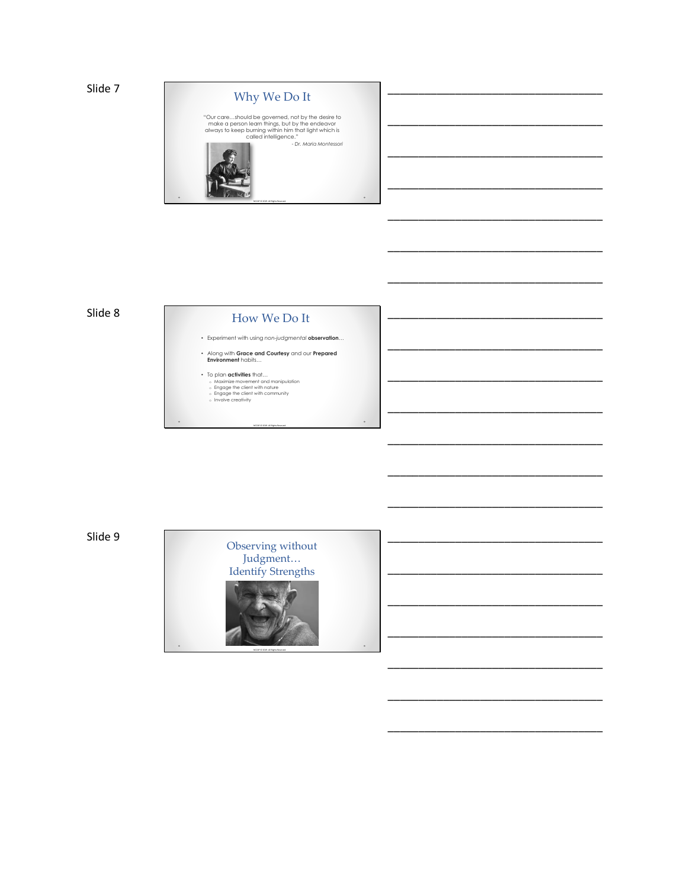Slide 7

## Why We Do It

"Our care…should be governed, not by the desire to make a person learn things, but by the endeavor always to keep burning within him that light which is called intelligence."

- Dr. *Maria Montessori*

Slide 8

## How We Do It

- Experiment with using *non-judgmental* **observation**…
- Along with **Grace and Courtesy** and our **Prepared Environment** habits…
- To plan **activities** that…
  - Maximize movement and manipulation
  - Engage the client with nature
  - Engage the client with community
  - Involve creativity

Slide 9

## Observing without Judgment… Identify Strengths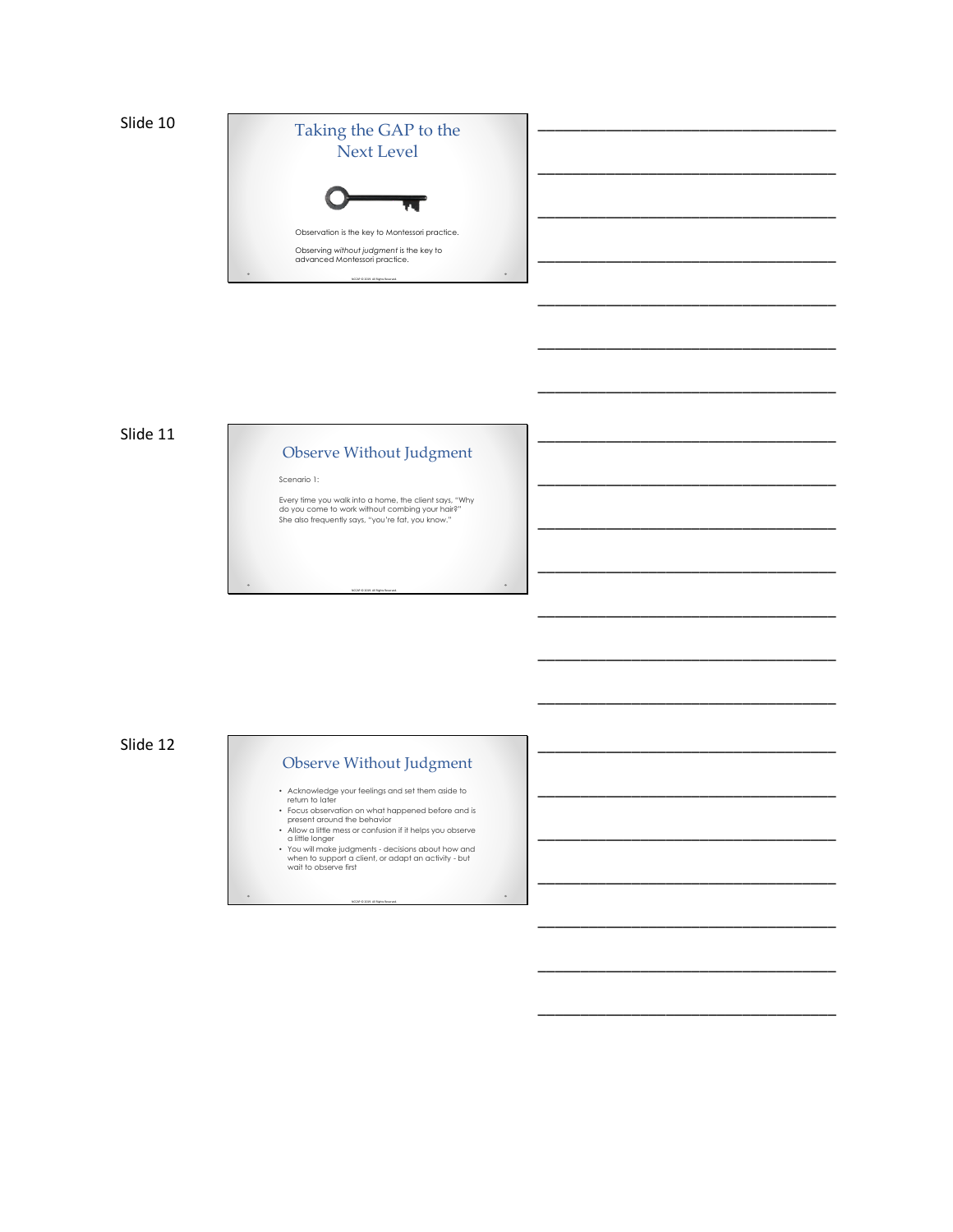Slide 10

## Taking the GAP to the Next Level

Observation is the key to Montessori practice.

Observing *without judgment* is the key to advanced Montessori practice.

Slide 11

## Observe Without Judgment

Scenario 1:

Every time you walk into a home, the client says, "Why do you come to work without combing your hair?" She also frequently says, "you're fat, you know."

Slide 12

## Observe Without Judgment

- Acknowledge your feelings and set them aside to return to later
- Focus observation on what happened before and is present around the behavior
- Allow a little mess or confusion if it helps you observe a little longer
- You will make judgments - decisions about how and when to support a client, or adapt an activity - but wait to observe first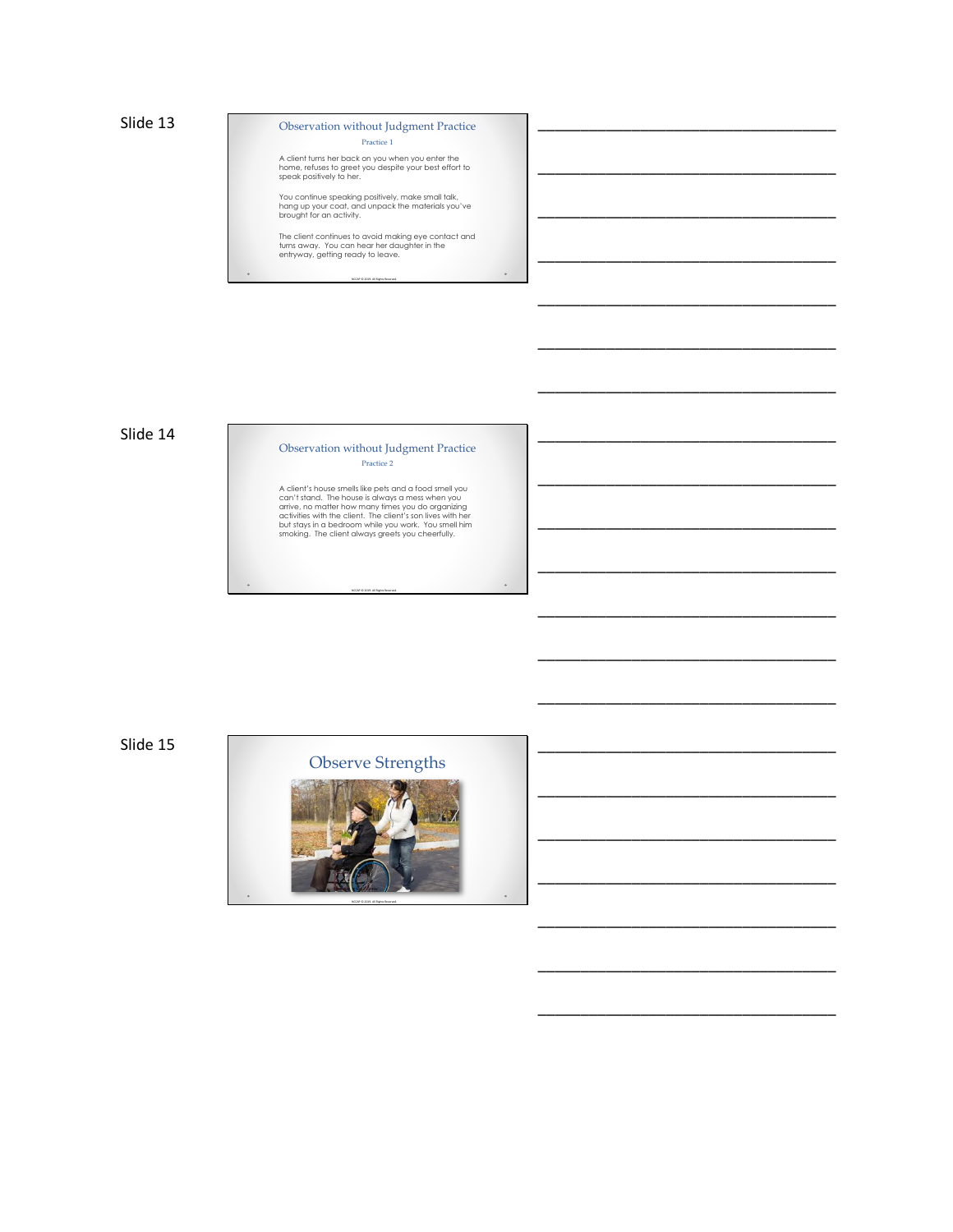Slide 13

## Observation without Judgment Practice

Practice 1

A client turns her back on you when you enter the home, refuses to greet you despite your best effort to speak positively to her.

You continue speaking positively, make small talk, hang up your coat, and unpack the materials you've brought for an activity.

The client continues to avoid making eye contact and turns away. You can hear her daughter in the entryway, getting ready to leave.

Slide 14

## Observation without Judgment Practice

Practice 2

A client's house smells like pets and a food smell you can't stand. The house is always a mess when you arrive, no matter how many times you do organizing activities with the client. The client's son lives with her but stays in a bedroom while you work. You smell him smoking. The client always greets you cheerfully.

Slide 15

## Observe Strengths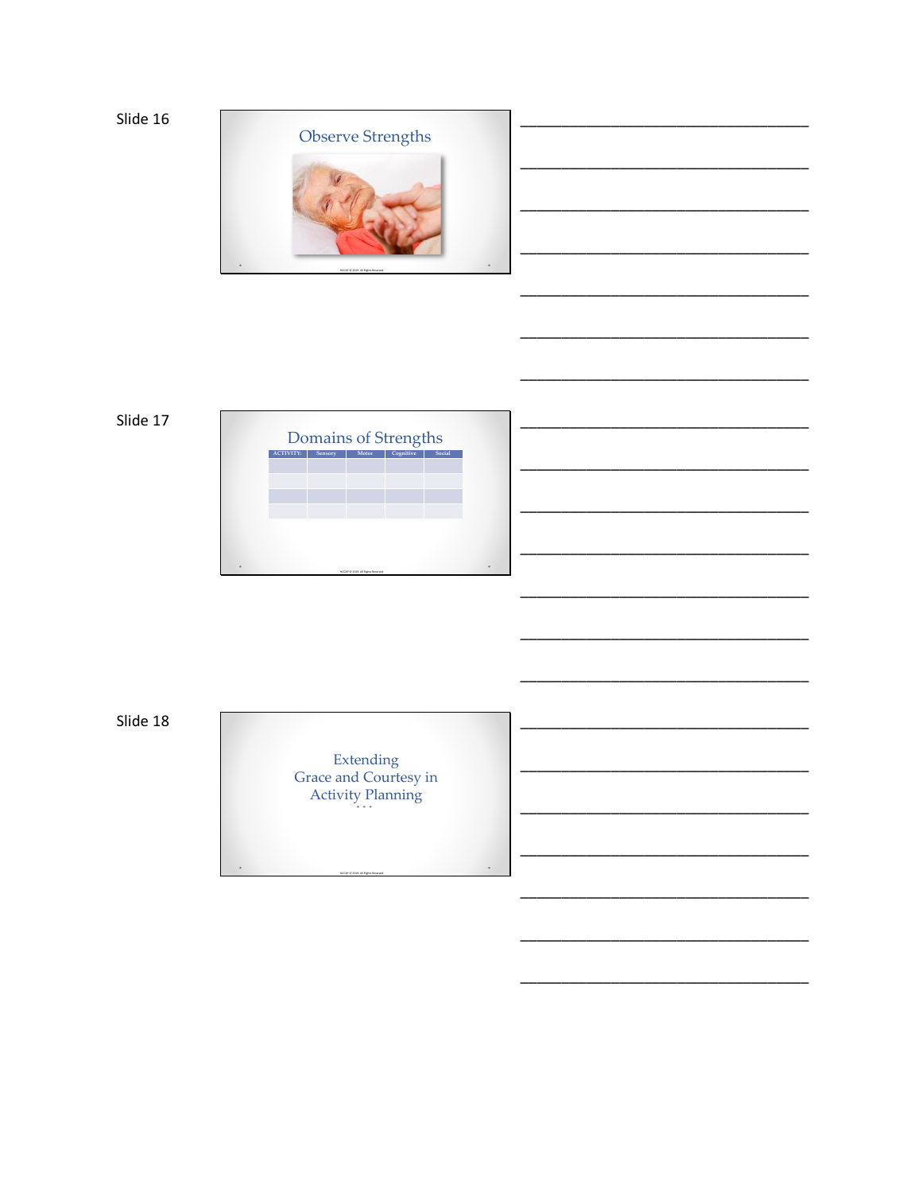Slide 16

## Observe Strengths

______________________________________

______________________________________

______________________________________

______________________________________

______________________________________

______________________________________

______________________________________

Slide 17

## Domains of Strengths

| ACTIVITY: | Sensory | Motor | Cognitive | Social |
| --- | --- | --- | --- | --- |
| | | | | |
| | | | | |
| | | | | |
| | | | | |

______________________________________

______________________________________

______________________________________

______________________________________

______________________________________

______________________________________

______________________________________

Slide 18

## Extending Grace and Courtesy in Activity Planning

______________________________________

______________________________________

______________________________________

______________________________________

______________________________________

______________________________________

______________________________________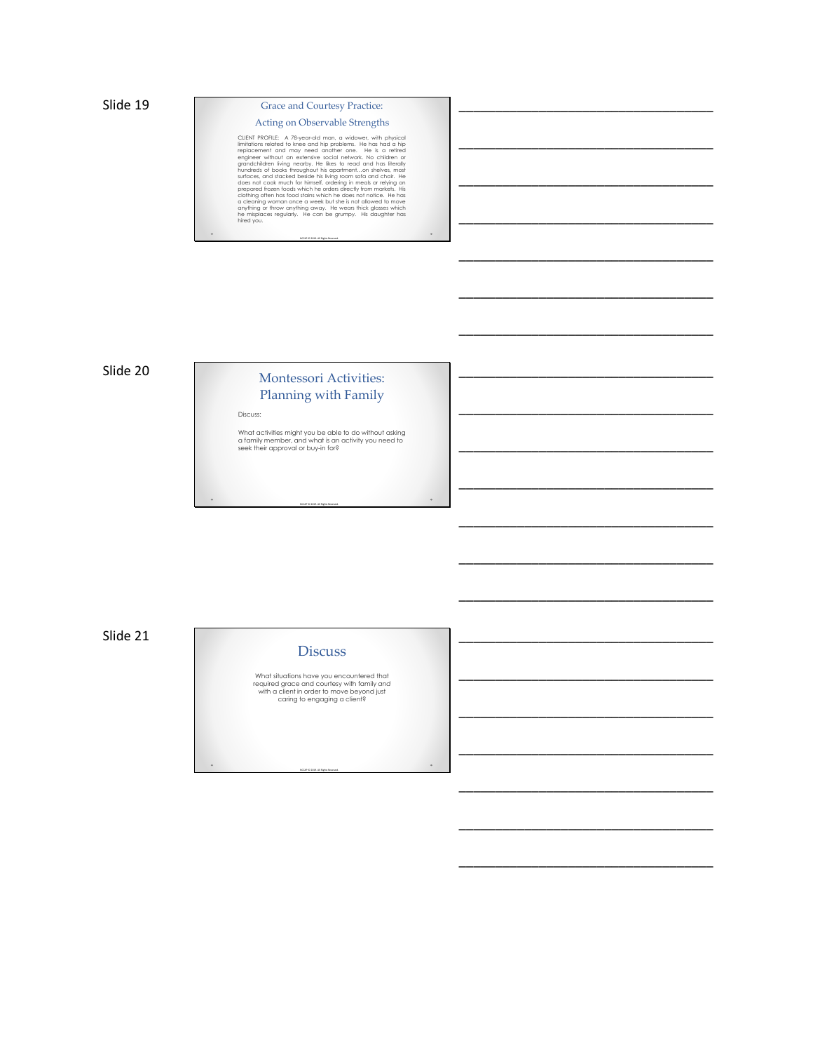Slide 19

## Grace and Courtesy Practice:

### Acting on Observable Strengths

CLIENT PROFILE: A 78-year-old man, a widower, with physical limitations related to knee and hip problems. He has had a hip replacement and may need another one. He is a retired engineer without an extensive social network. No children or grandchildren living nearby. He likes to read and has literally hundreds of books throughout his apartment…on shelves, most surfaces, and stacked beside his living room sofa and chair. He does not cook much for himself, ordering in meals or relying on prepared frozen foods which he orders directly from markets. His clothing often has food stains which he does not notice. He has a cleaning woman once a week but she is not allowed to move anything or throw anything away. He wears thick glasses which he misplaces regularly. He can be grumpy. His daughter has hired you.

NCCAP © 2019. All Rights Reserved.

___________________________________

___________________________________

___________________________________

___________________________________

___________________________________

___________________________________

___________________________________

Slide 20

## Montessori Activities: Planning with Family

Discuss:

What activities might you be able to do without asking a family member, and what is an activity you need to seek their approval or buy-in for?

NCCAP © 2019. All Rights Reserved.

___________________________________

___________________________________

___________________________________

___________________________________

___________________________________

___________________________________

___________________________________

Slide 21

## Discuss

What situations have you encountered that required grace and courtesy with family and with a client in order to move beyond just caring to engaging a client?

NCCAP © 2019. All Rights Reserved.

___________________________________

___________________________________

___________________________________

___________________________________

___________________________________

___________________________________

___________________________________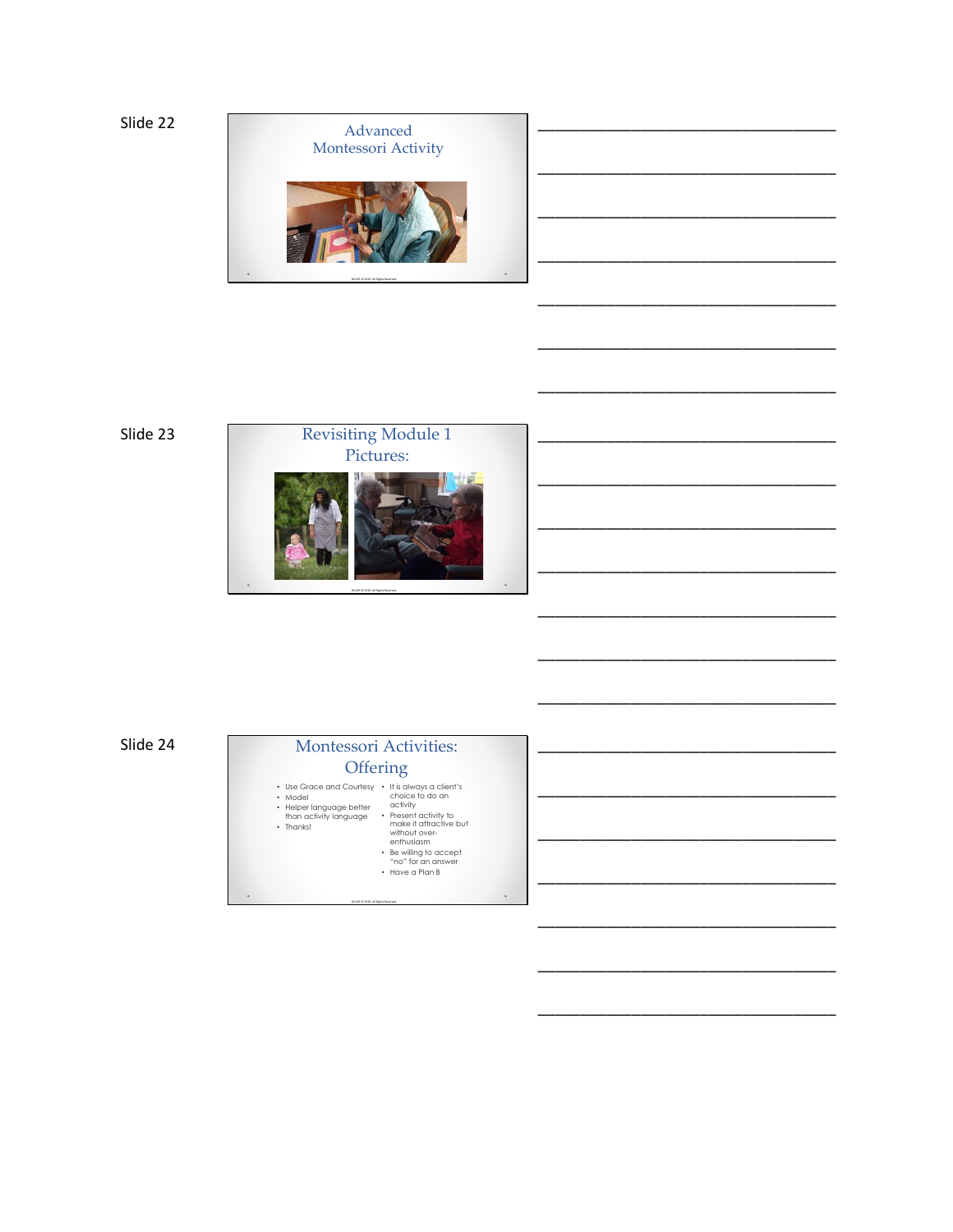Slide 22

## Advanced Montessori Activity

Slide 23

## Revisiting Module 1 Pictures:

Slide 24

## Montessori Activities: Offering

- Use Grace and Courtesy
- Model
- Helper language better than activity language
- Thanks!
- It is always a client's choice to do an activity
- Present activity to make it attractive but without over-enthusiasm
- Be willing to accept "no" for an answer
- Have a Plan B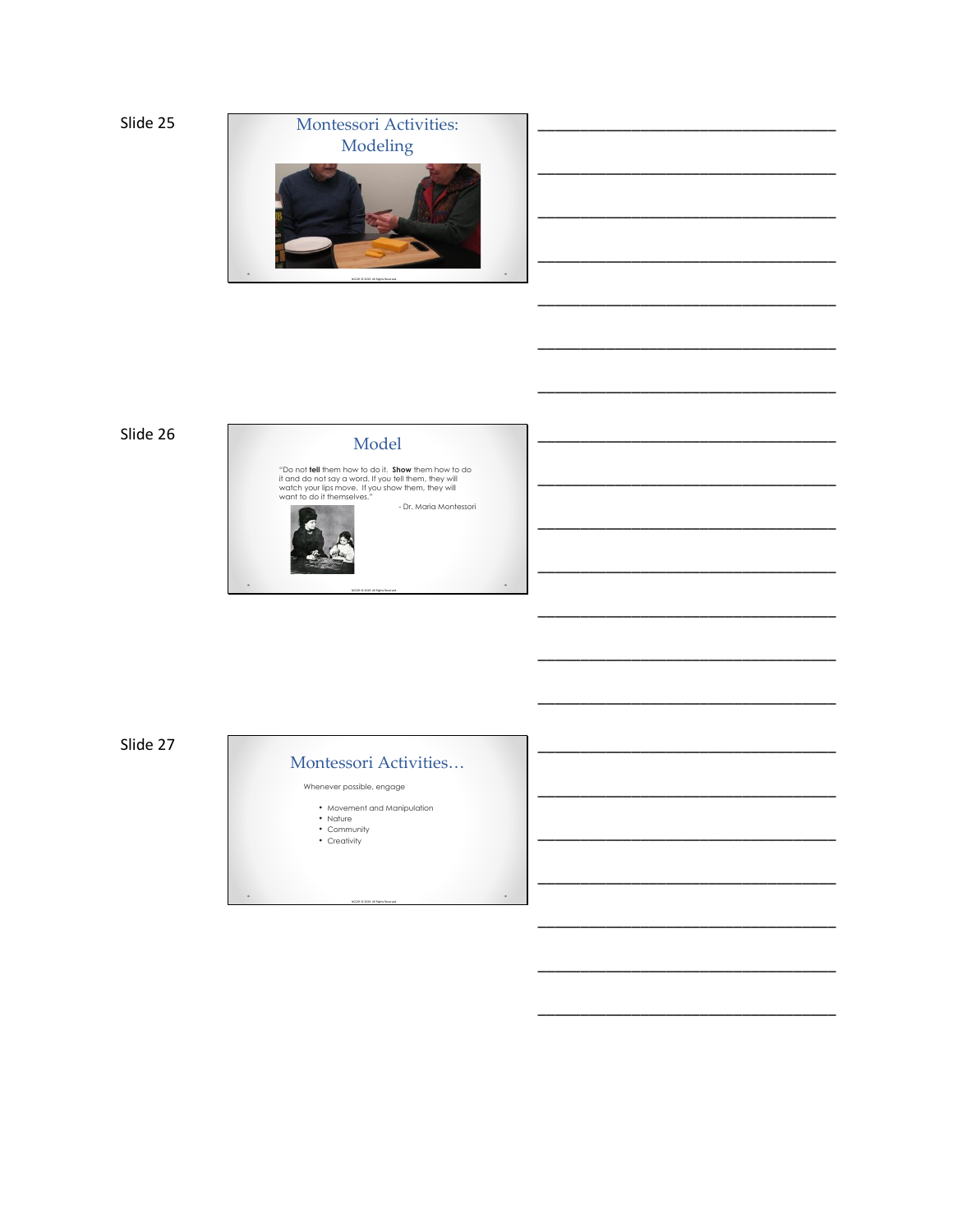Slide 25

## Montessori Activities: Modeling

Slide 26

## Model

"Do not **tell** them how to do it. **Show** them how to do it and do not say a word. If you tell them, they will watch your lips move. If you show them, they will want to do it themselves."

- Dr. Maria Montessori

Slide 27

## Montessori Activities…

Whenever possible, engage

- Movement and Manipulation
- Nature
- Community
- Creativity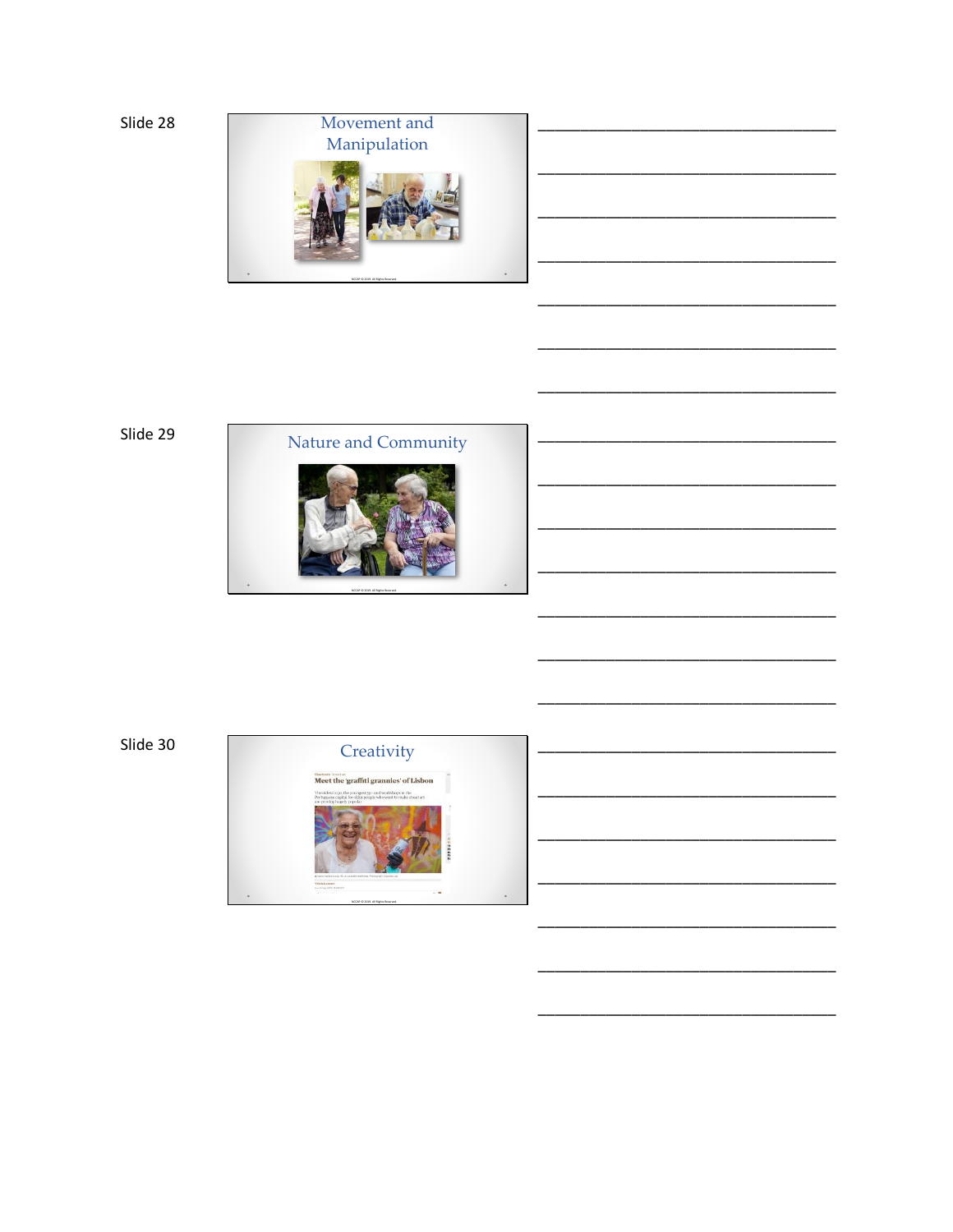Slide 28

Movement and Manipulation

_______________________________________

_______________________________________

_______________________________________

_______________________________________

_______________________________________

_______________________________________

_______________________________________

Slide 29

Nature and Community

_______________________________________

_______________________________________

_______________________________________

_______________________________________

_______________________________________

_______________________________________

_______________________________________

Slide 30

Creativity

Meet the 'graffiti grannies' of Lisbon

_______________________________________

_______________________________________

_______________________________________

_______________________________________

_______________________________________

_______________________________________

_______________________________________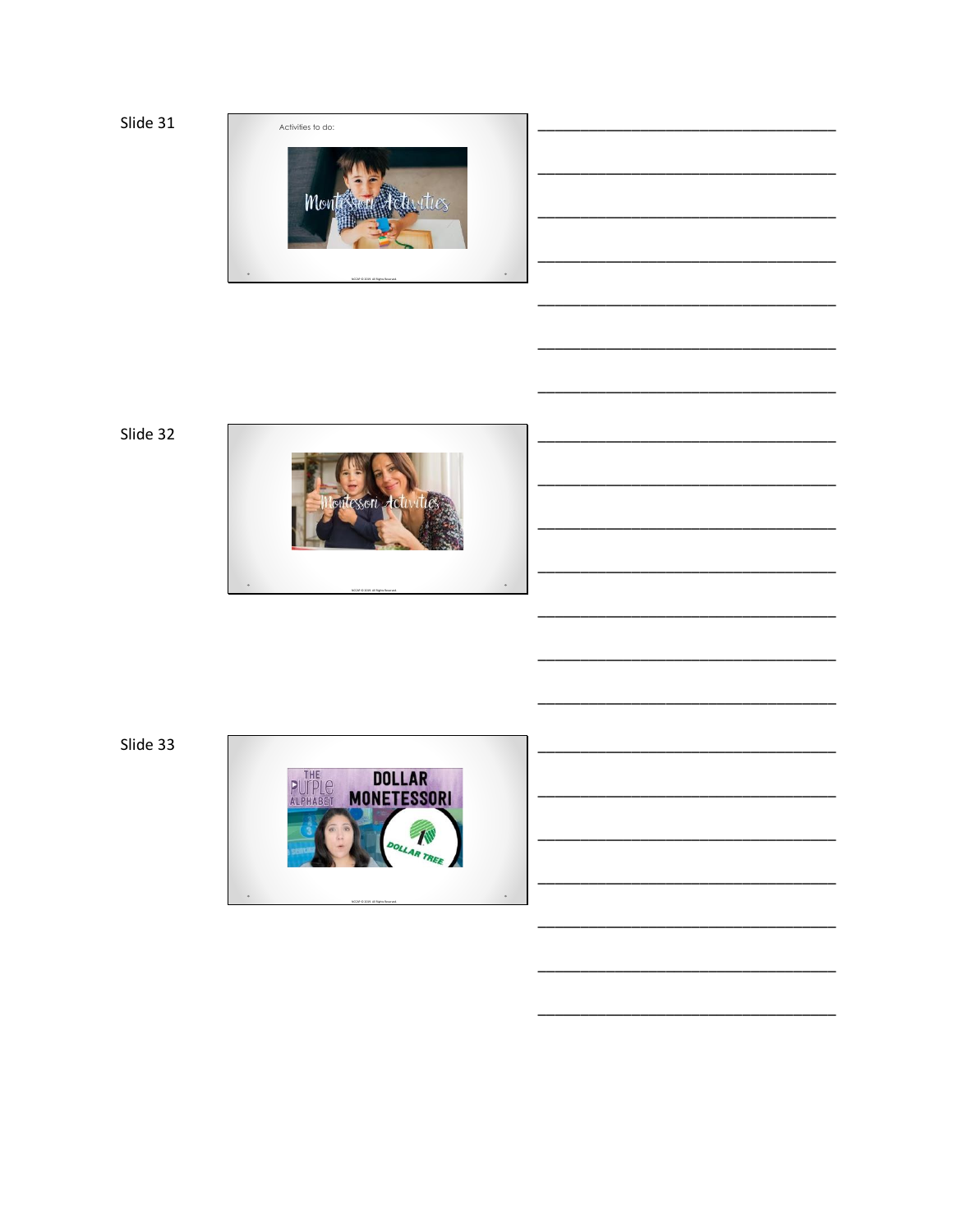Slide 31

Activities to do:

Montessori Activities

NCCAP © 2019. All Rights Reserved.

___________________________________

___________________________________

___________________________________

___________________________________

___________________________________

___________________________________

___________________________________

Slide 32

Montessori Activities

NCCAP © 2019. All Rights Reserved.

___________________________________

___________________________________

___________________________________

___________________________________

___________________________________

___________________________________

___________________________________

Slide 33

THE PURPLE ALPHABET DOLLAR MONETESSORI

DOLLAR TREE

NCCAP © 2019. All Rights Reserved.

___________________________________

___________________________________

___________________________________

___________________________________

___________________________________

___________________________________

___________________________________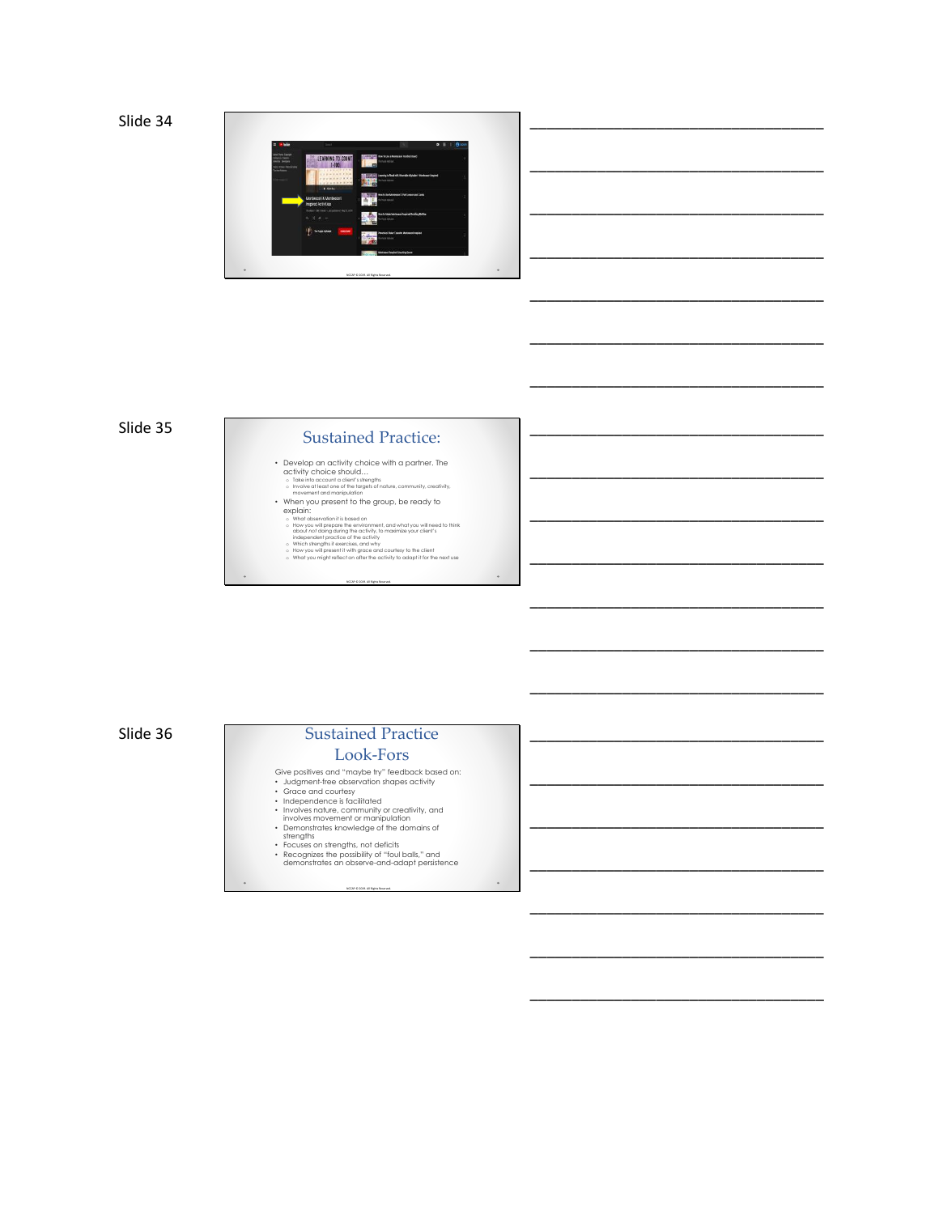Slide 34

Slide 35

## Sustained Practice:

- Develop an activity choice with a partner. The activity choice should…
  - Take into account a client's strengths
  - Involve at least one of the targets of nature, community, creativity, movement and manipulation
- When you present to the group, be ready to explain:
  - What observation it is based on
  - How you will prepare the environment, and what you will need to think about not doing during the activity, to maximize your client's independent practice of the activity
  - Which strengths it exercises, and why
  - How you will present it with grace and courtesy to the client
  - What you might reflect on after the activity to adapt it for the next use

Slide 36

## Sustained Practice Look-Fors

Give positives and "maybe try" feedback based on:

- Judgment-free observation shapes activity
- Grace and courtesy
- Independence is facilitated
- Involves nature, community or creativity, and involves movement or manipulation
- Demonstrates knowledge of the domains of strengths
- Focuses on strengths, not deficits
- Recognizes the possibility of "foul balls," and demonstrates an observe-and-adapt persistence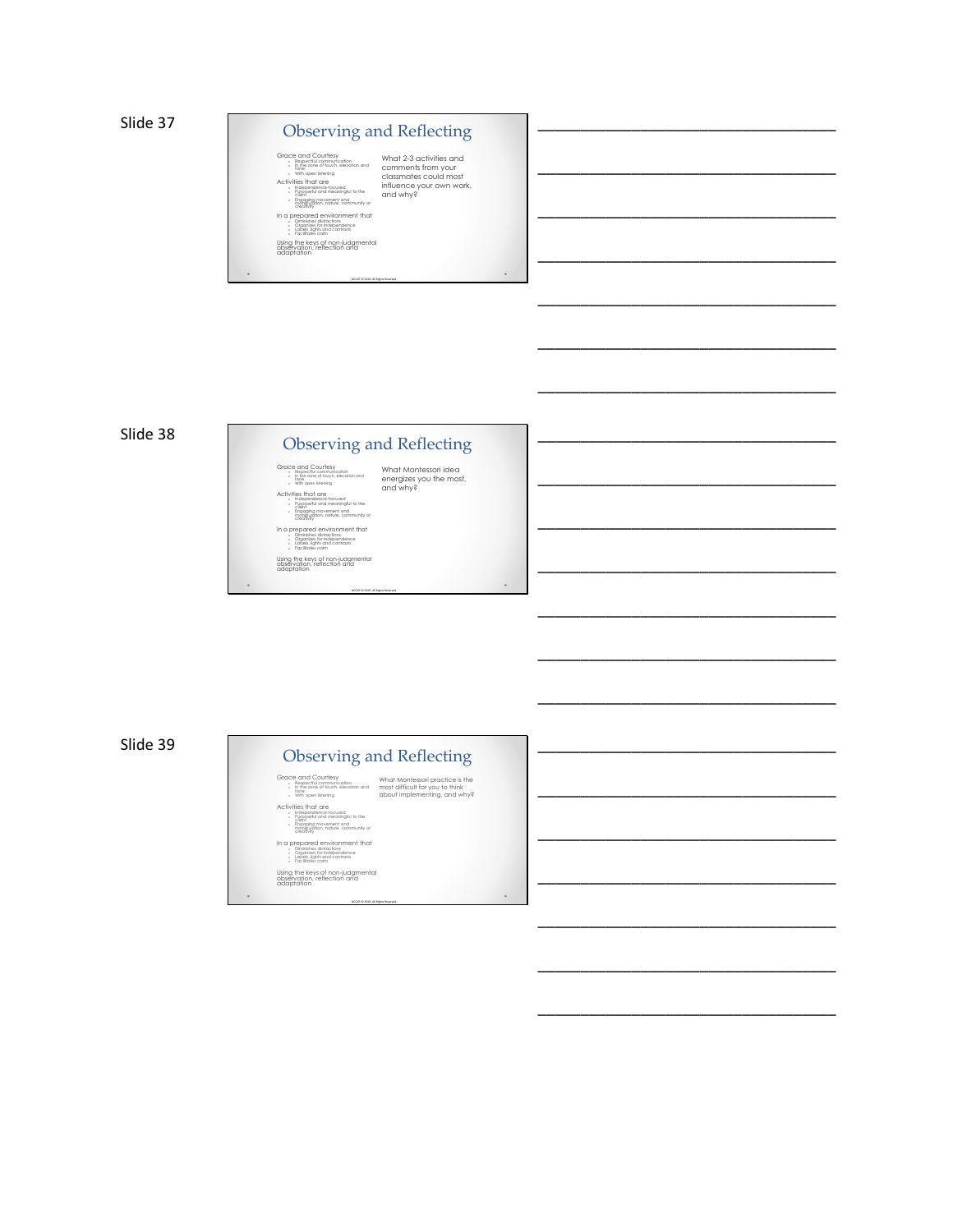Slide 37

## Observing and Reflecting

Grace and Courtesy
- Respectful communication
- In the zone of touch, elevation and tone
- With open listening

Activities that are
- Independence-focused
- Purposeful and meaningful to the client
- Engaging movement and manipulation, nature, community or creativity

In a prepared environment that
- Diminishes distractions
- Organizes for independence
- Labels, lights and contrasts
- Facilitates calm

Using the keys of non-judgmental observation, reflection and adaptation

What 2-3 activities and comments from your classmates could most influence your own work, and why?

NCCAP © 2019. All Rights Reserved.

Slide 38

## Observing and Reflecting

Grace and Courtesy
- Respectful communication
- In the zone of touch, elevation and tone
- With open listening

Activities that are
- Independence-focused
- Purposeful and meaningful to the client
- Engaging movement and manipulation, nature, community or creativity

In a prepared environment that
- Diminishes distractions
- Organizes for independence
- Labels, lights and contrasts
- Facilitates calm

Using the keys of non-judgmental observation, reflection and adaptation

What Montessori idea energizes you the most, and why?

NCCAP © 2019. All Rights Reserved.

Slide 39

## Observing and Reflecting

Grace and Courtesy
- Respectful communication
- In the zone of touch, elevation and tone
- With open listening

Activities that are
- Independence-focused
- Purposeful and meaningful to the client
- Engaging movement and manipulation, nature, community or creativity

In a prepared environment that
- Diminishes distractions
- Organizes for independence
- Labels, lights and contrasts
- Facilitates calm

Using the keys of non-judgmental observation, reflection and adaptation

What Montessori practice is the most difficult for you to think about implementing, and why?

NCCAP © 2019. All Rights Reserved.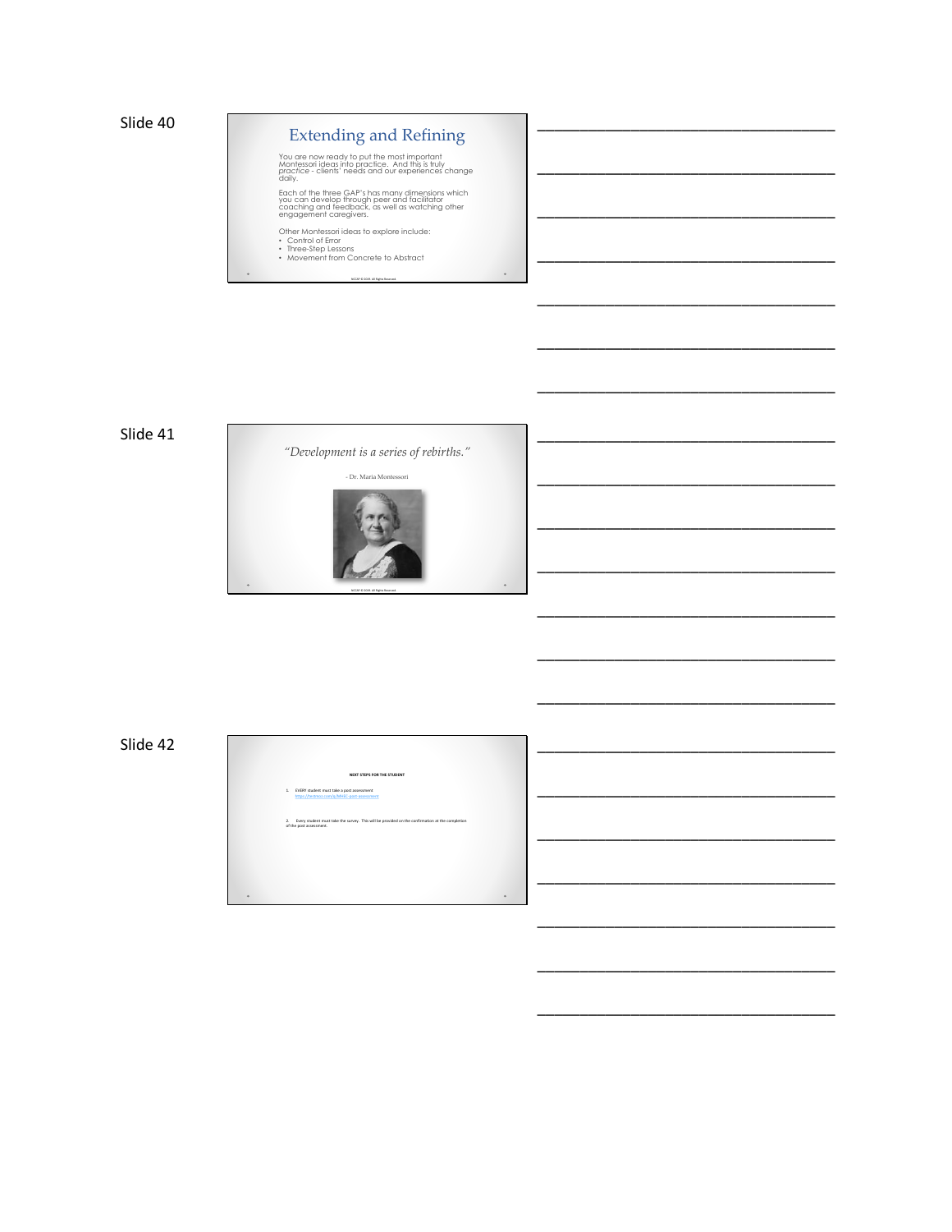Slide 40

## Extending and Refining

You are now ready to put the most important Montessori ideas into practice. And this is truly *practice* - clients' needs and our experiences change daily.

Each of the three GAP's has many dimensions which you can develop through peer and facilitator coaching and feedback, as well as watching other engagement caregivers.

Other Montessori ideas to explore include:

- Control of Error
- Three-Step Lessons
- Movement from Concrete to Abstract

Slide 41

*"Development is a series of rebirths."*

- Dr. Maria Montessori

Slide 42

**NEXT STEPS FOR THE STUDENT**

1. EVERY student must take a post assessment
   https://testmoz.com/q/MHEC-post-assessment

2. Every student must take the survey. This will be provided on the confirmation at the completion of the post assessment.